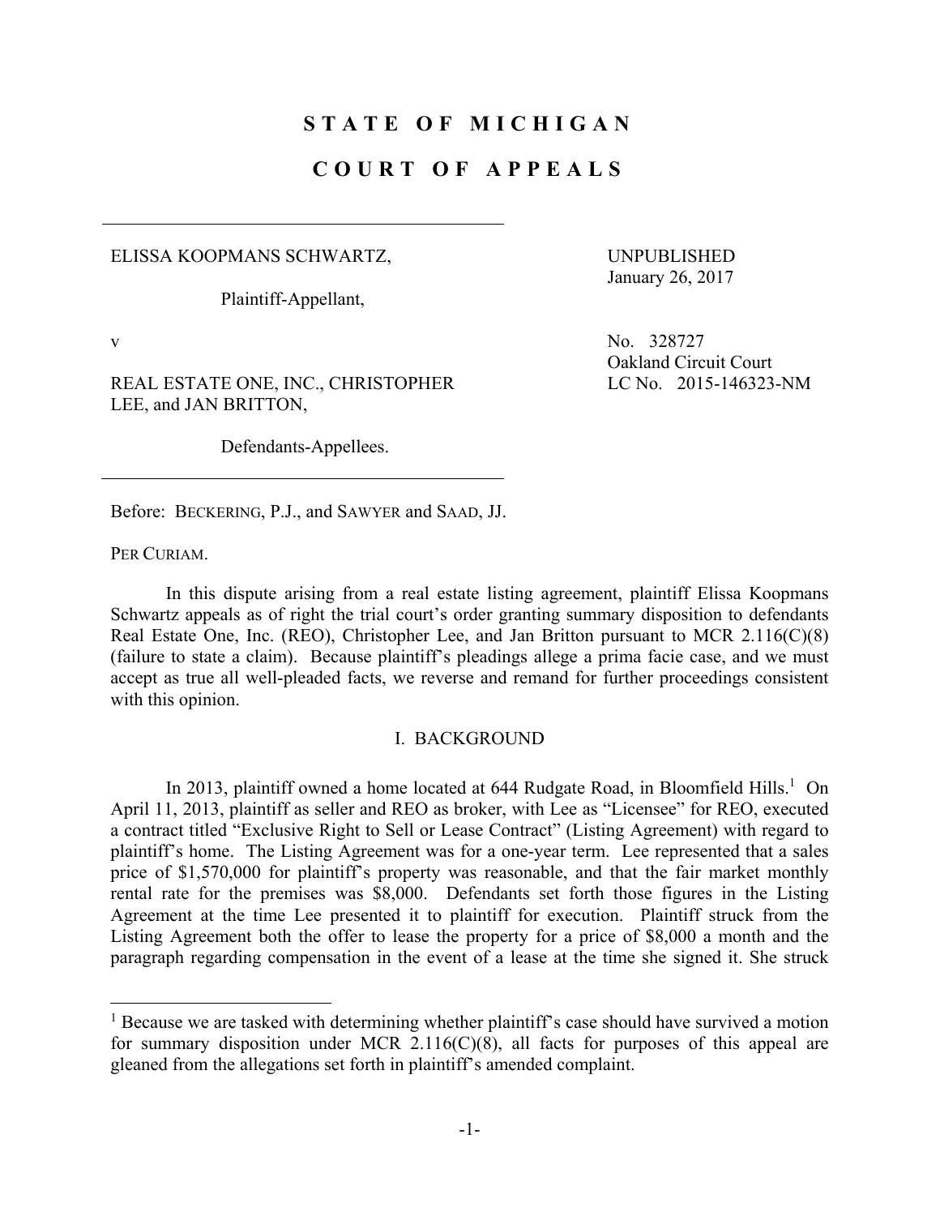# STATE OF MICHIGAN

# COURT OF APPEALS

---

ELISSA KOOPMANS SCHWARTZ,

Plaintiff-Appellant,

v

REAL ESTATE ONE, INC., CHRISTOPHER LEE, and JAN BRITTON,

Defendants-Appellees.

---

UNPUBLISHED
January 26, 2017

No. 328727
Oakland Circuit Court
LC No. 2015-146323-NM

Before: BECKERING, P.J., and SAWYER and SAAD, JJ.

PER CURIAM.

In this dispute arising from a real estate listing agreement, plaintiff Elissa Koopmans Schwartz appeals as of right the trial court's order granting summary disposition to defendants Real Estate One, Inc. (REO), Christopher Lee, and Jan Britton pursuant to MCR 2.116(C)(8) (failure to state a claim). Because plaintiff's pleadings allege a prima facie case, and we must accept as true all well-pleaded facts, we reverse and remand for further proceedings consistent with this opinion.

## I. BACKGROUND

In 2013, plaintiff owned a home located at 644 Rudgate Road, in Bloomfield Hills.[1] On April 11, 2013, plaintiff as seller and REO as broker, with Lee as "Licensee" for REO, executed a contract titled "Exclusive Right to Sell or Lease Contract" (Listing Agreement) with regard to plaintiff's home. The Listing Agreement was for a one-year term. Lee represented that a sales price of $1,570,000 for plaintiff's property was reasonable, and that the fair market monthly rental rate for the premises was $8,000. Defendants set forth those figures in the Listing Agreement at the time Lee presented it to plaintiff for execution. Plaintiff struck from the Listing Agreement both the offer to lease the property for a price of $8,000 a month and the paragraph regarding compensation in the event of a lease at the time she signed it. She struck

---

[1] Because we are tasked with determining whether plaintiff's case should have survived a motion for summary disposition under MCR 2.116(C)(8), all facts for purposes of this appeal are gleaned from the allegations set forth in plaintiff's amended complaint.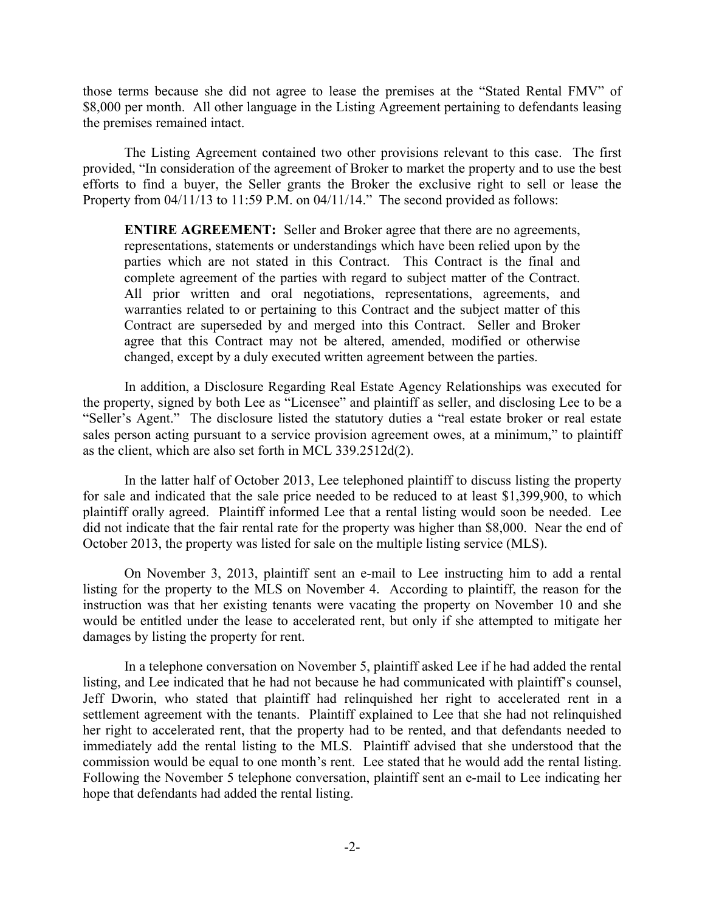those terms because she did not agree to lease the premises at the "Stated Rental FMV" of $8,000 per month. All other language in the Listing Agreement pertaining to defendants leasing the premises remained intact.

The Listing Agreement contained two other provisions relevant to this case. The first provided, "In consideration of the agreement of Broker to market the property and to use the best efforts to find a buyer, the Seller grants the Broker the exclusive right to sell or lease the Property from 04/11/13 to 11:59 P.M. on 04/11/14." The second provided as follows:

> **ENTIRE AGREEMENT:** Seller and Broker agree that there are no agreements, representations, statements or understandings which have been relied upon by the parties which are not stated in this Contract. This Contract is the final and complete agreement of the parties with regard to subject matter of the Contract. All prior written and oral negotiations, representations, agreements, and warranties related to or pertaining to this Contract and the subject matter of this Contract are superseded by and merged into this Contract. Seller and Broker agree that this Contract may not be altered, amended, modified or otherwise changed, except by a duly executed written agreement between the parties.

In addition, a Disclosure Regarding Real Estate Agency Relationships was executed for the property, signed by both Lee as "Licensee" and plaintiff as seller, and disclosing Lee to be a "Seller's Agent." The disclosure listed the statutory duties a "real estate broker or real estate sales person acting pursuant to a service provision agreement owes, at a minimum," to plaintiff as the client, which are also set forth in MCL 339.2512d(2).

In the latter half of October 2013, Lee telephoned plaintiff to discuss listing the property for sale and indicated that the sale price needed to be reduced to at least $1,399,900, to which plaintiff orally agreed. Plaintiff informed Lee that a rental listing would soon be needed. Lee did not indicate that the fair rental rate for the property was higher than $8,000. Near the end of October 2013, the property was listed for sale on the multiple listing service (MLS).

On November 3, 2013, plaintiff sent an e-mail to Lee instructing him to add a rental listing for the property to the MLS on November 4. According to plaintiff, the reason for the instruction was that her existing tenants were vacating the property on November 10 and she would be entitled under the lease to accelerated rent, but only if she attempted to mitigate her damages by listing the property for rent.

In a telephone conversation on November 5, plaintiff asked Lee if he had added the rental listing, and Lee indicated that he had not because he had communicated with plaintiff's counsel, Jeff Dworin, who stated that plaintiff had relinquished her right to accelerated rent in a settlement agreement with the tenants. Plaintiff explained to Lee that she had not relinquished her right to accelerated rent, that the property had to be rented, and that defendants needed to immediately add the rental listing to the MLS. Plaintiff advised that she understood that the commission would be equal to one month's rent. Lee stated that he would add the rental listing. Following the November 5 telephone conversation, plaintiff sent an e-mail to Lee indicating her hope that defendants had added the rental listing.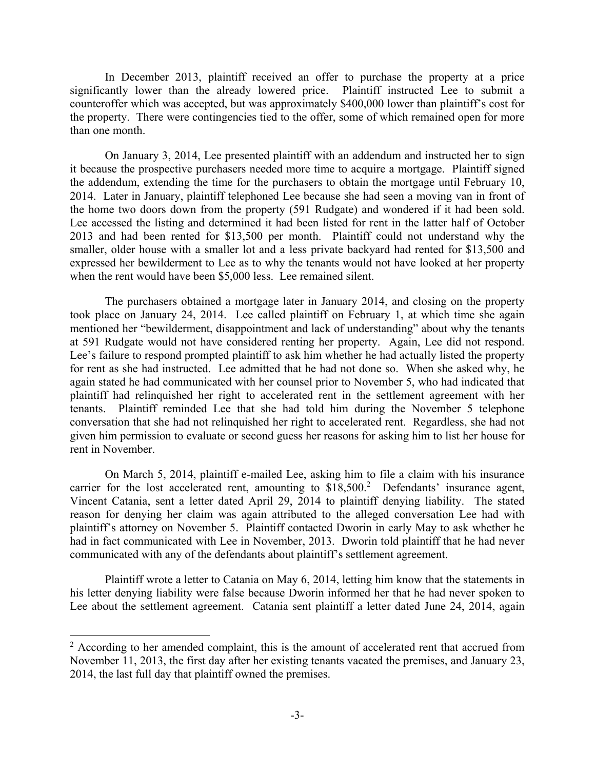In December 2013, plaintiff received an offer to purchase the property at a price significantly lower than the already lowered price. Plaintiff instructed Lee to submit a counteroffer which was accepted, but was approximately $400,000 lower than plaintiff's cost for the property. There were contingencies tied to the offer, some of which remained open for more than one month.

On January 3, 2014, Lee presented plaintiff with an addendum and instructed her to sign it because the prospective purchasers needed more time to acquire a mortgage. Plaintiff signed the addendum, extending the time for the purchasers to obtain the mortgage until February 10, 2014. Later in January, plaintiff telephoned Lee because she had seen a moving van in front of the home two doors down from the property (591 Rudgate) and wondered if it had been sold. Lee accessed the listing and determined it had been listed for rent in the latter half of October 2013 and had been rented for $13,500 per month. Plaintiff could not understand why the smaller, older house with a smaller lot and a less private backyard had rented for $13,500 and expressed her bewilderment to Lee as to why the tenants would not have looked at her property when the rent would have been $5,000 less. Lee remained silent.

The purchasers obtained a mortgage later in January 2014, and closing on the property took place on January 24, 2014. Lee called plaintiff on February 1, at which time she again mentioned her "bewilderment, disappointment and lack of understanding" about why the tenants at 591 Rudgate would not have considered renting her property. Again, Lee did not respond. Lee's failure to respond prompted plaintiff to ask him whether he had actually listed the property for rent as she had instructed. Lee admitted that he had not done so. When she asked why, he again stated he had communicated with her counsel prior to November 5, who had indicated that plaintiff had relinquished her right to accelerated rent in the settlement agreement with her tenants. Plaintiff reminded Lee that she had told him during the November 5 telephone conversation that she had not relinquished her right to accelerated rent. Regardless, she had not given him permission to evaluate or second guess her reasons for asking him to list her house for rent in November.

On March 5, 2014, plaintiff e-mailed Lee, asking him to file a claim with his insurance carrier for the lost accelerated rent, amounting to $18,500.[2] Defendants' insurance agent, Vincent Catania, sent a letter dated April 29, 2014 to plaintiff denying liability. The stated reason for denying her claim was again attributed to the alleged conversation Lee had with plaintiff's attorney on November 5. Plaintiff contacted Dworin in early May to ask whether he had in fact communicated with Lee in November, 2013. Dworin told plaintiff that he had never communicated with any of the defendants about plaintiff's settlement agreement.

Plaintiff wrote a letter to Catania on May 6, 2014, letting him know that the statements in his letter denying liability were false because Dworin informed her that he had never spoken to Lee about the settlement agreement. Catania sent plaintiff a letter dated June 24, 2014, again

---

[2] According to her amended complaint, this is the amount of accelerated rent that accrued from November 11, 2013, the first day after her existing tenants vacated the premises, and January 23, 2014, the last full day that plaintiff owned the premises.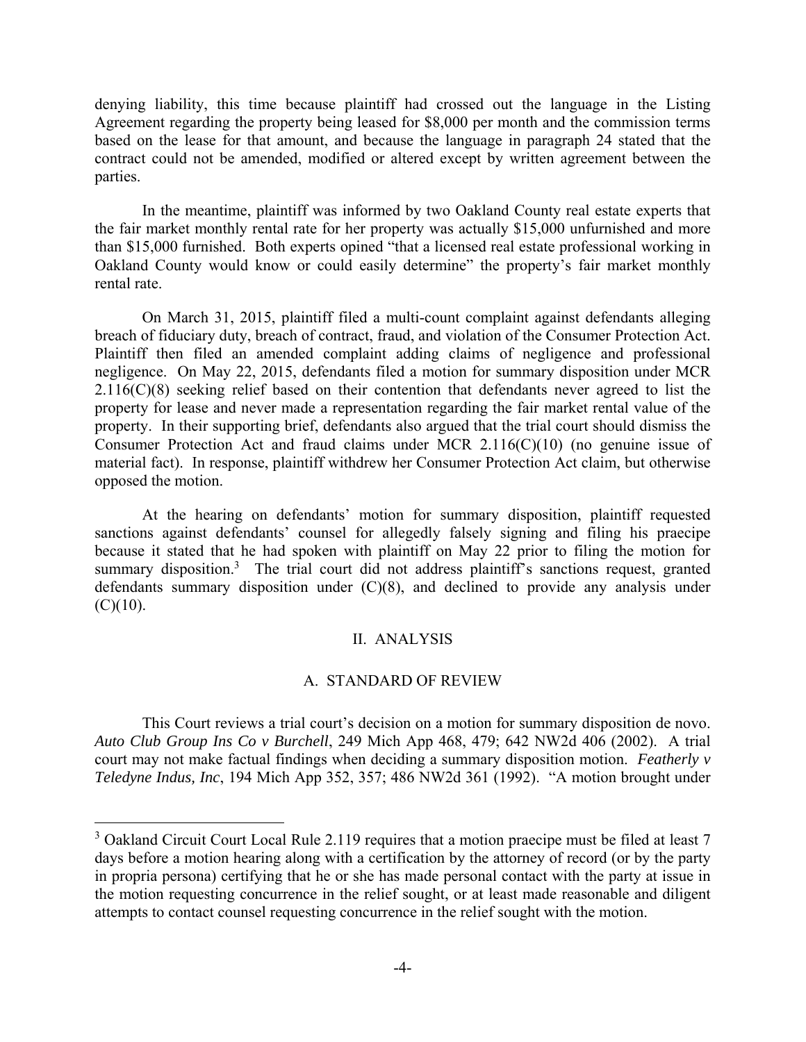denying liability, this time because plaintiff had crossed out the language in the Listing Agreement regarding the property being leased for $8,000 per month and the commission terms based on the lease for that amount, and because the language in paragraph 24 stated that the contract could not be amended, modified or altered except by written agreement between the parties.

In the meantime, plaintiff was informed by two Oakland County real estate experts that the fair market monthly rental rate for her property was actually $15,000 unfurnished and more than $15,000 furnished. Both experts opined "that a licensed real estate professional working in Oakland County would know or could easily determine" the property's fair market monthly rental rate.

On March 31, 2015, plaintiff filed a multi-count complaint against defendants alleging breach of fiduciary duty, breach of contract, fraud, and violation of the Consumer Protection Act. Plaintiff then filed an amended complaint adding claims of negligence and professional negligence. On May 22, 2015, defendants filed a motion for summary disposition under MCR 2.116(C)(8) seeking relief based on their contention that defendants never agreed to list the property for lease and never made a representation regarding the fair market rental value of the property. In their supporting brief, defendants also argued that the trial court should dismiss the Consumer Protection Act and fraud claims under MCR 2.116(C)(10) (no genuine issue of material fact). In response, plaintiff withdrew her Consumer Protection Act claim, but otherwise opposed the motion.

At the hearing on defendants' motion for summary disposition, plaintiff requested sanctions against defendants' counsel for allegedly falsely signing and filing his praecipe because it stated that he had spoken with plaintiff on May 22 prior to filing the motion for summary disposition.[3] The trial court did not address plaintiff's sanctions request, granted defendants summary disposition under (C)(8), and declined to provide any analysis under (C)(10).

## II. ANALYSIS

### A. STANDARD OF REVIEW

This Court reviews a trial court's decision on a motion for summary disposition de novo. *Auto Club Group Ins Co v Burchell*, 249 Mich App 468, 479; 642 NW2d 406 (2002). A trial court may not make factual findings when deciding a summary disposition motion. *Featherly v Teledyne Indus, Inc*, 194 Mich App 352, 357; 486 NW2d 361 (1992). "A motion brought under

---

[3] Oakland Circuit Court Local Rule 2.119 requires that a motion praecipe must be filed at least 7 days before a motion hearing along with a certification by the attorney of record (or by the party in propria persona) certifying that he or she has made personal contact with the party at issue in the motion requesting concurrence in the relief sought, or at least made reasonable and diligent attempts to contact counsel requesting concurrence in the relief sought with the motion.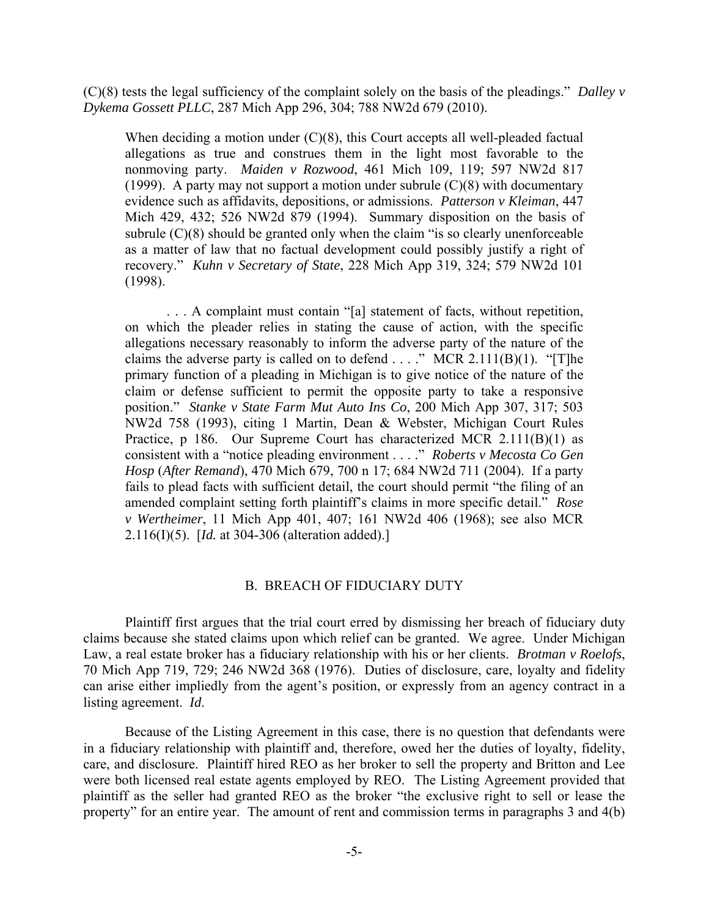(C)(8) tests the legal sufficiency of the complaint solely on the basis of the pleadings." *Dalley v Dykema Gossett PLLC*, 287 Mich App 296, 304; 788 NW2d 679 (2010).

> When deciding a motion under (C)(8), this Court accepts all well-pleaded factual allegations as true and construes them in the light most favorable to the nonmoving party. *Maiden v Rozwood*, 461 Mich 109, 119; 597 NW2d 817 (1999). A party may not support a motion under subrule (C)(8) with documentary evidence such as affidavits, depositions, or admissions. *Patterson v Kleiman*, 447 Mich 429, 432; 526 NW2d 879 (1994). Summary disposition on the basis of subrule (C)(8) should be granted only when the claim "is so clearly unenforceable as a matter of law that no factual development could possibly justify a right of recovery." *Kuhn v Secretary of State*, 228 Mich App 319, 324; 579 NW2d 101 (1998).
>
> . . . A complaint must contain "[a] statement of facts, without repetition, on which the pleader relies in stating the cause of action, with the specific allegations necessary reasonably to inform the adverse party of the nature of the claims the adverse party is called on to defend . . . ." MCR 2.111(B)(1). "[T]he primary function of a pleading in Michigan is to give notice of the nature of the claim or defense sufficient to permit the opposite party to take a responsive position." *Stanke v State Farm Mut Auto Ins Co*, 200 Mich App 307, 317; 503 NW2d 758 (1993), citing 1 Martin, Dean & Webster, Michigan Court Rules Practice, p 186. Our Supreme Court has characterized MCR 2.111(B)(1) as consistent with a "notice pleading environment . . . ." *Roberts v Mecosta Co Gen Hosp* (*After Remand*), 470 Mich 679, 700 n 17; 684 NW2d 711 (2004). If a party fails to plead facts with sufficient detail, the court should permit "the filing of an amended complaint setting forth plaintiff's claims in more specific detail." *Rose v Wertheimer*, 11 Mich App 401, 407; 161 NW2d 406 (1968); see also MCR 2.116(I)(5). [*Id.* at 304-306 (alteration added).]

## B. BREACH OF FIDUCIARY DUTY

Plaintiff first argues that the trial court erred by dismissing her breach of fiduciary duty claims because she stated claims upon which relief can be granted. We agree. Under Michigan Law, a real estate broker has a fiduciary relationship with his or her clients. *Brotman v Roelofs*, 70 Mich App 719, 729; 246 NW2d 368 (1976). Duties of disclosure, care, loyalty and fidelity can arise either impliedly from the agent's position, or expressly from an agency contract in a listing agreement. *Id.*

Because of the Listing Agreement in this case, there is no question that defendants were in a fiduciary relationship with plaintiff and, therefore, owed her the duties of loyalty, fidelity, care, and disclosure. Plaintiff hired REO as her broker to sell the property and Britton and Lee were both licensed real estate agents employed by REO. The Listing Agreement provided that plaintiff as the seller had granted REO as the broker "the exclusive right to sell or lease the property" for an entire year. The amount of rent and commission terms in paragraphs 3 and 4(b)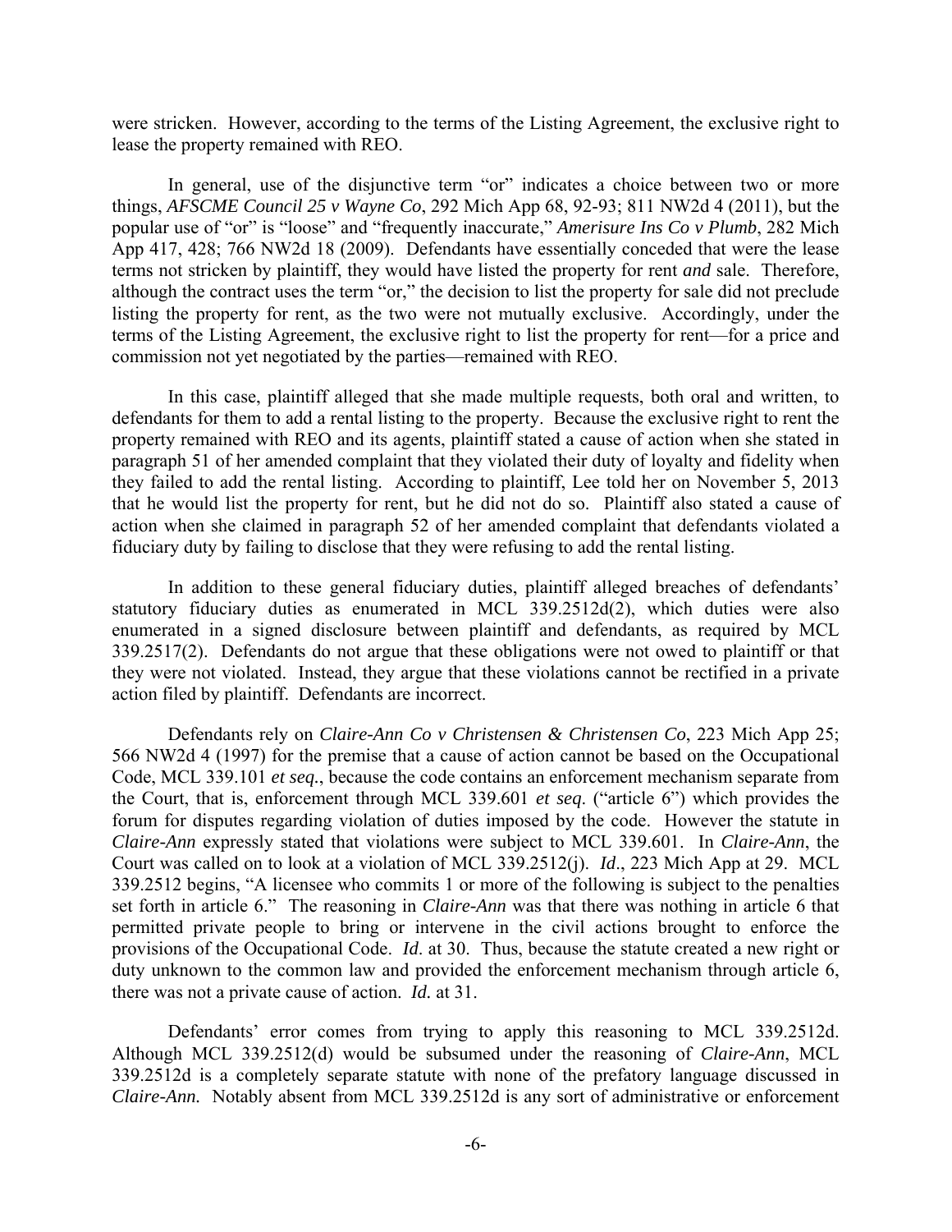were stricken. However, according to the terms of the Listing Agreement, the exclusive right to lease the property remained with REO.

In general, use of the disjunctive term "or" indicates a choice between two or more things, *AFSCME Council 25 v Wayne Co*, 292 Mich App 68, 92-93; 811 NW2d 4 (2011), but the popular use of "or" is "loose" and "frequently inaccurate," *Amerisure Ins Co v Plumb*, 282 Mich App 417, 428; 766 NW2d 18 (2009). Defendants have essentially conceded that were the lease terms not stricken by plaintiff, they would have listed the property for rent *and* sale. Therefore, although the contract uses the term "or," the decision to list the property for sale did not preclude listing the property for rent, as the two were not mutually exclusive. Accordingly, under the terms of the Listing Agreement, the exclusive right to list the property for rent—for a price and commission not yet negotiated by the parties—remained with REO.

In this case, plaintiff alleged that she made multiple requests, both oral and written, to defendants for them to add a rental listing to the property. Because the exclusive right to rent the property remained with REO and its agents, plaintiff stated a cause of action when she stated in paragraph 51 of her amended complaint that they violated their duty of loyalty and fidelity when they failed to add the rental listing. According to plaintiff, Lee told her on November 5, 2013 that he would list the property for rent, but he did not do so. Plaintiff also stated a cause of action when she claimed in paragraph 52 of her amended complaint that defendants violated a fiduciary duty by failing to disclose that they were refusing to add the rental listing.

In addition to these general fiduciary duties, plaintiff alleged breaches of defendants' statutory fiduciary duties as enumerated in MCL 339.2512d(2), which duties were also enumerated in a signed disclosure between plaintiff and defendants, as required by MCL 339.2517(2). Defendants do not argue that these obligations were not owed to plaintiff or that they were not violated. Instead, they argue that these violations cannot be rectified in a private action filed by plaintiff. Defendants are incorrect.

Defendants rely on *Claire-Ann Co v Christensen & Christensen Co*, 223 Mich App 25; 566 NW2d 4 (1997) for the premise that a cause of action cannot be based on the Occupational Code, MCL 339.101 *et seq.*, because the code contains an enforcement mechanism separate from the Court, that is, enforcement through MCL 339.601 *et seq*. ("article 6") which provides the forum for disputes regarding violation of duties imposed by the code. However the statute in *Claire-Ann* expressly stated that violations were subject to MCL 339.601. In *Claire-Ann*, the Court was called on to look at a violation of MCL 339.2512(j). *Id*., 223 Mich App at 29. MCL 339.2512 begins, "A licensee who commits 1 or more of the following is subject to the penalties set forth in article 6." The reasoning in *Claire-Ann* was that there was nothing in article 6 that permitted private people to bring or intervene in the civil actions brought to enforce the provisions of the Occupational Code. *Id*. at 30. Thus, because the statute created a new right or duty unknown to the common law and provided the enforcement mechanism through article 6, there was not a private cause of action. *Id.* at 31.

Defendants' error comes from trying to apply this reasoning to MCL 339.2512d. Although MCL 339.2512(d) would be subsumed under the reasoning of *Claire-Ann*, MCL 339.2512d is a completely separate statute with none of the prefatory language discussed in *Claire-Ann.* Notably absent from MCL 339.2512d is any sort of administrative or enforcement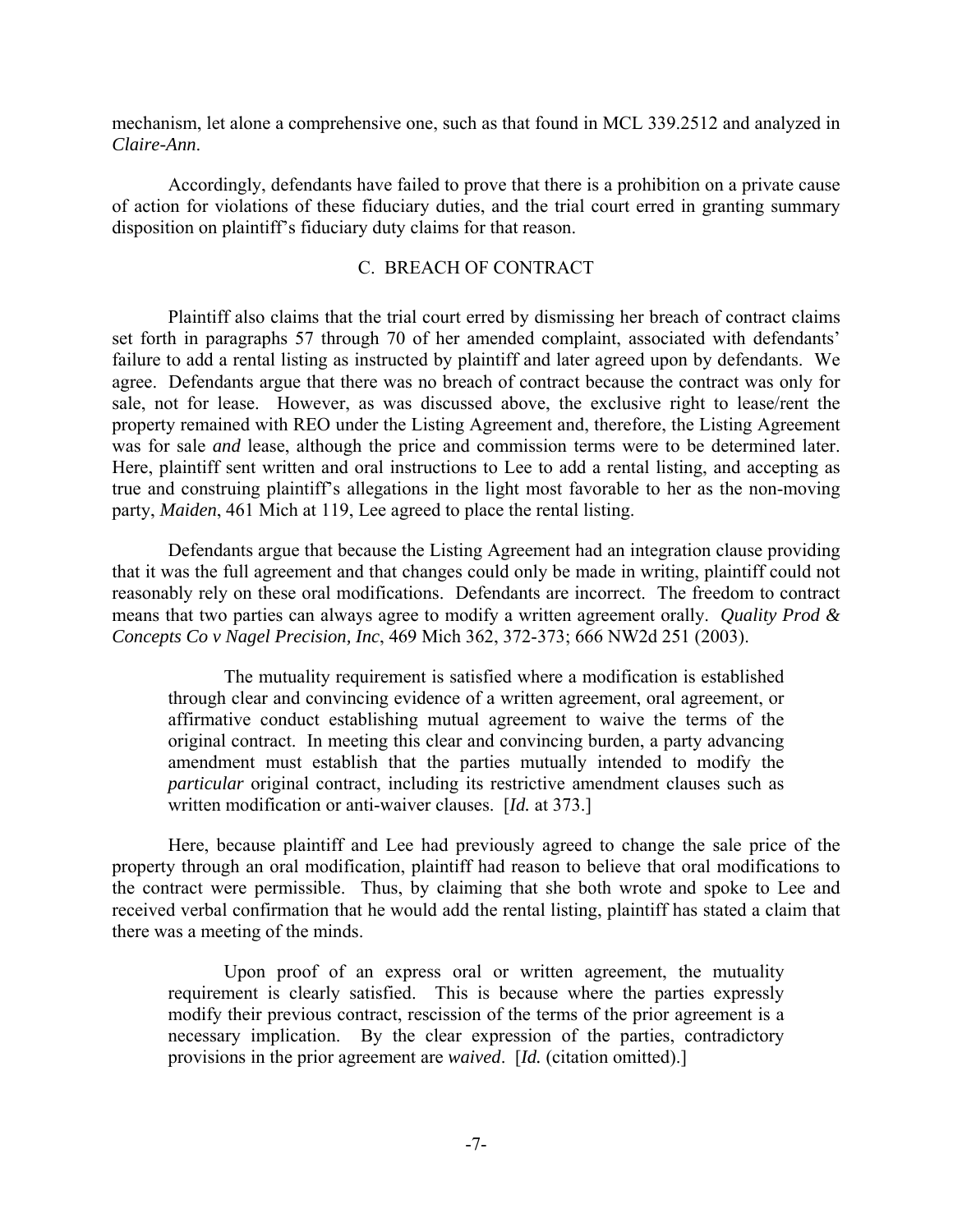mechanism, let alone a comprehensive one, such as that found in MCL 339.2512 and analyzed in *Claire-Ann*.

Accordingly, defendants have failed to prove that there is a prohibition on a private cause of action for violations of these fiduciary duties, and the trial court erred in granting summary disposition on plaintiff's fiduciary duty claims for that reason.

## C. BREACH OF CONTRACT

Plaintiff also claims that the trial court erred by dismissing her breach of contract claims set forth in paragraphs 57 through 70 of her amended complaint, associated with defendants' failure to add a rental listing as instructed by plaintiff and later agreed upon by defendants. We agree. Defendants argue that there was no breach of contract because the contract was only for sale, not for lease. However, as was discussed above, the exclusive right to lease/rent the property remained with REO under the Listing Agreement and, therefore, the Listing Agreement was for sale *and* lease, although the price and commission terms were to be determined later. Here, plaintiff sent written and oral instructions to Lee to add a rental listing, and accepting as true and construing plaintiff's allegations in the light most favorable to her as the non-moving party, *Maiden*, 461 Mich at 119, Lee agreed to place the rental listing.

Defendants argue that because the Listing Agreement had an integration clause providing that it was the full agreement and that changes could only be made in writing, plaintiff could not reasonably rely on these oral modifications. Defendants are incorrect. The freedom to contract means that two parties can always agree to modify a written agreement orally. *Quality Prod & Concepts Co v Nagel Precision, Inc*, 469 Mich 362, 372-373; 666 NW2d 251 (2003).

> The mutuality requirement is satisfied where a modification is established through clear and convincing evidence of a written agreement, oral agreement, or affirmative conduct establishing mutual agreement to waive the terms of the original contract. In meeting this clear and convincing burden, a party advancing amendment must establish that the parties mutually intended to modify the *particular* original contract, including its restrictive amendment clauses such as written modification or anti-waiver clauses. [*Id.* at 373.]

Here, because plaintiff and Lee had previously agreed to change the sale price of the property through an oral modification, plaintiff had reason to believe that oral modifications to the contract were permissible. Thus, by claiming that she both wrote and spoke to Lee and received verbal confirmation that he would add the rental listing, plaintiff has stated a claim that there was a meeting of the minds.

> Upon proof of an express oral or written agreement, the mutuality requirement is clearly satisfied. This is because where the parties expressly modify their previous contract, rescission of the terms of the prior agreement is a necessary implication. By the clear expression of the parties, contradictory provisions in the prior agreement are *waived*. [*Id.* (citation omitted).]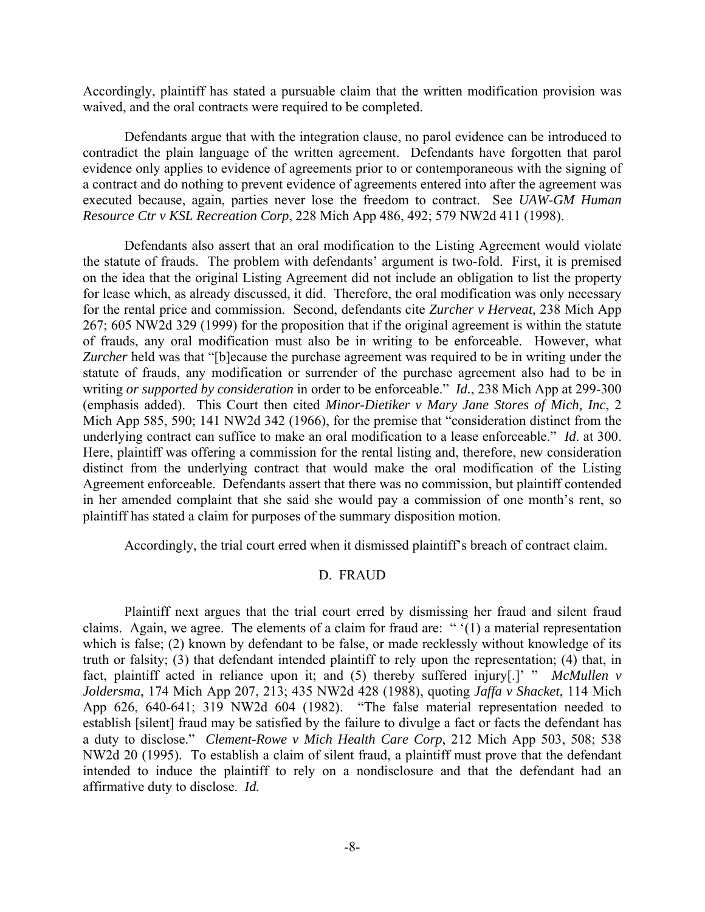Accordingly, plaintiff has stated a pursuable claim that the written modification provision was waived, and the oral contracts were required to be completed.

Defendants argue that with the integration clause, no parol evidence can be introduced to contradict the plain language of the written agreement. Defendants have forgotten that parol evidence only applies to evidence of agreements prior to or contemporaneous with the signing of a contract and do nothing to prevent evidence of agreements entered into after the agreement was executed because, again, parties never lose the freedom to contract. See *UAW-GM Human Resource Ctr v KSL Recreation Corp*, 228 Mich App 486, 492; 579 NW2d 411 (1998).

Defendants also assert that an oral modification to the Listing Agreement would violate the statute of frauds. The problem with defendants' argument is two-fold. First, it is premised on the idea that the original Listing Agreement did not include an obligation to list the property for lease which, as already discussed, it did. Therefore, the oral modification was only necessary for the rental price and commission. Second, defendants cite *Zurcher v Herveat*, 238 Mich App 267; 605 NW2d 329 (1999) for the proposition that if the original agreement is within the statute of frauds, any oral modification must also be in writing to be enforceable. However, what *Zurcher* held was that "[b]ecause the purchase agreement was required to be in writing under the statute of frauds, any modification or surrender of the purchase agreement also had to be in writing *or supported by consideration* in order to be enforceable." *Id.*, 238 Mich App at 299-300 (emphasis added). This Court then cited *Minor-Dietiker v Mary Jane Stores of Mich, Inc*, 2 Mich App 585, 590; 141 NW2d 342 (1966), for the premise that "consideration distinct from the underlying contract can suffice to make an oral modification to a lease enforceable." *Id*. at 300. Here, plaintiff was offering a commission for the rental listing and, therefore, new consideration distinct from the underlying contract that would make the oral modification of the Listing Agreement enforceable. Defendants assert that there was no commission, but plaintiff contended in her amended complaint that she said she would pay a commission of one month's rent, so plaintiff has stated a claim for purposes of the summary disposition motion.

Accordingly, the trial court erred when it dismissed plaintiff's breach of contract claim.

### D. FRAUD

Plaintiff next argues that the trial court erred by dismissing her fraud and silent fraud claims. Again, we agree. The elements of a claim for fraud are: " '(1) a material representation which is false; (2) known by defendant to be false, or made recklessly without knowledge of its truth or falsity; (3) that defendant intended plaintiff to rely upon the representation; (4) that, in fact, plaintiff acted in reliance upon it; and (5) thereby suffered injury[.]' " *McMullen v Joldersma*, 174 Mich App 207, 213; 435 NW2d 428 (1988), quoting *Jaffa v Shacket*, 114 Mich App 626, 640-641; 319 NW2d 604 (1982). "The false material representation needed to establish [silent] fraud may be satisfied by the failure to divulge a fact or facts the defendant has a duty to disclose." *Clement-Rowe v Mich Health Care Corp*, 212 Mich App 503, 508; 538 NW2d 20 (1995). To establish a claim of silent fraud, a plaintiff must prove that the defendant intended to induce the plaintiff to rely on a nondisclosure and that the defendant had an affirmative duty to disclose. *Id.*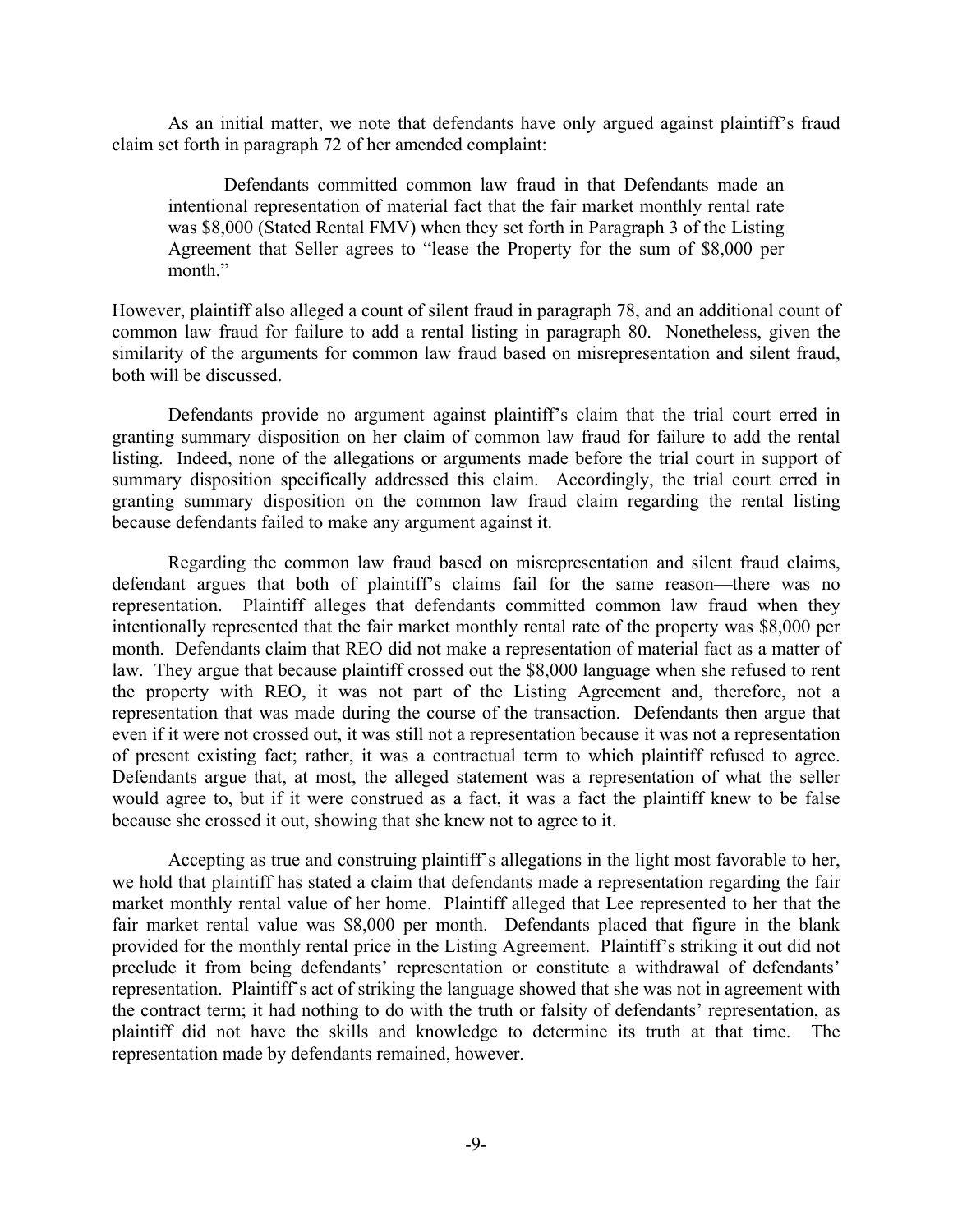As an initial matter, we note that defendants have only argued against plaintiff's fraud claim set forth in paragraph 72 of her amended complaint:

> Defendants committed common law fraud in that Defendants made an intentional representation of material fact that the fair market monthly rental rate was $8,000 (Stated Rental FMV) when they set forth in Paragraph 3 of the Listing Agreement that Seller agrees to "lease the Property for the sum of $8,000 per month."

However, plaintiff also alleged a count of silent fraud in paragraph 78, and an additional count of common law fraud for failure to add a rental listing in paragraph 80. Nonetheless, given the similarity of the arguments for common law fraud based on misrepresentation and silent fraud, both will be discussed.

Defendants provide no argument against plaintiff's claim that the trial court erred in granting summary disposition on her claim of common law fraud for failure to add the rental listing. Indeed, none of the allegations or arguments made before the trial court in support of summary disposition specifically addressed this claim. Accordingly, the trial court erred in granting summary disposition on the common law fraud claim regarding the rental listing because defendants failed to make any argument against it.

Regarding the common law fraud based on misrepresentation and silent fraud claims, defendant argues that both of plaintiff's claims fail for the same reason—there was no representation. Plaintiff alleges that defendants committed common law fraud when they intentionally represented that the fair market monthly rental rate of the property was $8,000 per month. Defendants claim that REO did not make a representation of material fact as a matter of law. They argue that because plaintiff crossed out the $8,000 language when she refused to rent the property with REO, it was not part of the Listing Agreement and, therefore, not a representation that was made during the course of the transaction. Defendants then argue that even if it were not crossed out, it was still not a representation because it was not a representation of present existing fact; rather, it was a contractual term to which plaintiff refused to agree. Defendants argue that, at most, the alleged statement was a representation of what the seller would agree to, but if it were construed as a fact, it was a fact the plaintiff knew to be false because she crossed it out, showing that she knew not to agree to it.

Accepting as true and construing plaintiff's allegations in the light most favorable to her, we hold that plaintiff has stated a claim that defendants made a representation regarding the fair market monthly rental value of her home. Plaintiff alleged that Lee represented to her that the fair market rental value was $8,000 per month. Defendants placed that figure in the blank provided for the monthly rental price in the Listing Agreement. Plaintiff's striking it out did not preclude it from being defendants' representation or constitute a withdrawal of defendants' representation. Plaintiff's act of striking the language showed that she was not in agreement with the contract term; it had nothing to do with the truth or falsity of defendants' representation, as plaintiff did not have the skills and knowledge to determine its truth at that time. The representation made by defendants remained, however.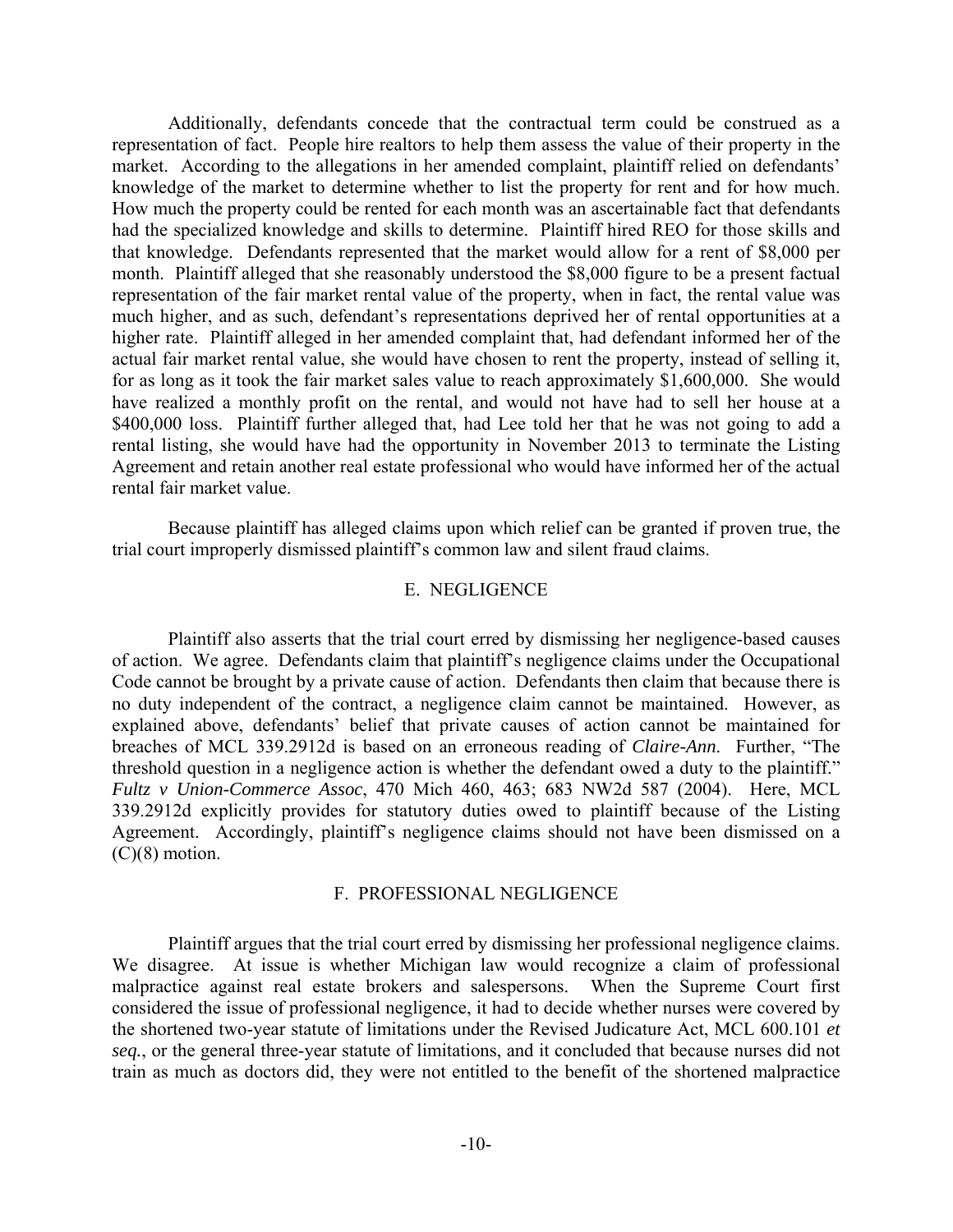Additionally, defendants concede that the contractual term could be construed as a representation of fact. People hire realtors to help them assess the value of their property in the market. According to the allegations in her amended complaint, plaintiff relied on defendants' knowledge of the market to determine whether to list the property for rent and for how much. How much the property could be rented for each month was an ascertainable fact that defendants had the specialized knowledge and skills to determine. Plaintiff hired REO for those skills and that knowledge. Defendants represented that the market would allow for a rent of $8,000 per month. Plaintiff alleged that she reasonably understood the $8,000 figure to be a present factual representation of the fair market rental value of the property, when in fact, the rental value was much higher, and as such, defendant's representations deprived her of rental opportunities at a higher rate. Plaintiff alleged in her amended complaint that, had defendant informed her of the actual fair market rental value, she would have chosen to rent the property, instead of selling it, for as long as it took the fair market sales value to reach approximately $1,600,000. She would have realized a monthly profit on the rental, and would not have had to sell her house at a $400,000 loss. Plaintiff further alleged that, had Lee told her that he was not going to add a rental listing, she would have had the opportunity in November 2013 to terminate the Listing Agreement and retain another real estate professional who would have informed her of the actual rental fair market value.

Because plaintiff has alleged claims upon which relief can be granted if proven true, the trial court improperly dismissed plaintiff's common law and silent fraud claims.

### E. NEGLIGENCE

Plaintiff also asserts that the trial court erred by dismissing her negligence-based causes of action. We agree. Defendants claim that plaintiff's negligence claims under the Occupational Code cannot be brought by a private cause of action. Defendants then claim that because there is no duty independent of the contract, a negligence claim cannot be maintained. However, as explained above, defendants' belief that private causes of action cannot be maintained for breaches of MCL 339.2912d is based on an erroneous reading of *Claire-Ann*. Further, "The threshold question in a negligence action is whether the defendant owed a duty to the plaintiff." *Fultz v Union-Commerce Assoc*, 470 Mich 460, 463; 683 NW2d 587 (2004). Here, MCL 339.2912d explicitly provides for statutory duties owed to plaintiff because of the Listing Agreement. Accordingly, plaintiff's negligence claims should not have been dismissed on a (C)(8) motion.

### F. PROFESSIONAL NEGLIGENCE

Plaintiff argues that the trial court erred by dismissing her professional negligence claims. We disagree. At issue is whether Michigan law would recognize a claim of professional malpractice against real estate brokers and salespersons. When the Supreme Court first considered the issue of professional negligence, it had to decide whether nurses were covered by the shortened two-year statute of limitations under the Revised Judicature Act, MCL 600.101 *et seq.*, or the general three-year statute of limitations, and it concluded that because nurses did not train as much as doctors did, they were not entitled to the benefit of the shortened malpractice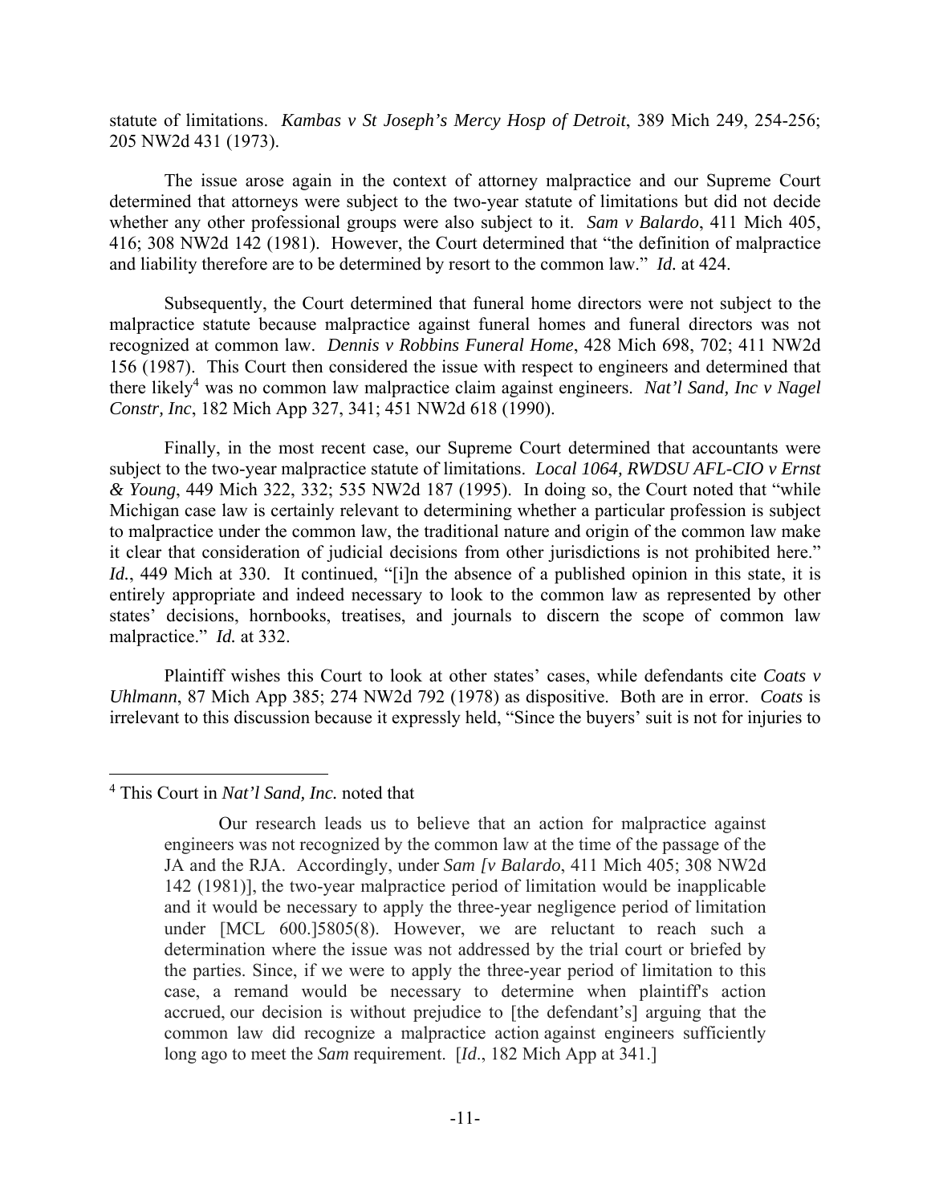statute of limitations. *Kambas v St Joseph's Mercy Hosp of Detroit*, 389 Mich 249, 254-256; 205 NW2d 431 (1973).

The issue arose again in the context of attorney malpractice and our Supreme Court determined that attorneys were subject to the two-year statute of limitations but did not decide whether any other professional groups were also subject to it. *Sam v Balardo*, 411 Mich 405, 416; 308 NW2d 142 (1981). However, the Court determined that "the definition of malpractice and liability therefore are to be determined by resort to the common law." *Id.* at 424.

Subsequently, the Court determined that funeral home directors were not subject to the malpractice statute because malpractice against funeral homes and funeral directors was not recognized at common law. *Dennis v Robbins Funeral Home*, 428 Mich 698, 702; 411 NW2d 156 (1987). This Court then considered the issue with respect to engineers and determined that there likely[4] was no common law malpractice claim against engineers. *Nat'l Sand, Inc v Nagel Constr, Inc*, 182 Mich App 327, 341; 451 NW2d 618 (1990).

Finally, in the most recent case, our Supreme Court determined that accountants were subject to the two-year malpractice statute of limitations. *Local 1064, RWDSU AFL-CIO v Ernst & Young*, 449 Mich 322, 332; 535 NW2d 187 (1995). In doing so, the Court noted that "while Michigan case law is certainly relevant to determining whether a particular profession is subject to malpractice under the common law, the traditional nature and origin of the common law make it clear that consideration of judicial decisions from other jurisdictions is not prohibited here." *Id.*, 449 Mich at 330. It continued, "[i]n the absence of a published opinion in this state, it is entirely appropriate and indeed necessary to look to the common law as represented by other states' decisions, hornbooks, treatises, and journals to discern the scope of common law malpractice." *Id.* at 332.

Plaintiff wishes this Court to look at other states' cases, while defendants cite *Coats v Uhlmann*, 87 Mich App 385; 274 NW2d 792 (1978) as dispositive. Both are in error. *Coats* is irrelevant to this discussion because it expressly held, "Since the buyers' suit is not for injuries to

---

[4] This Court in *Nat'l Sand, Inc.* noted that

> Our research leads us to believe that an action for malpractice against engineers was not recognized by the common law at the time of the passage of the JA and the RJA. Accordingly, under *Sam [v Balardo*, 411 Mich 405; 308 NW2d 142 (1981)], the two-year malpractice period of limitation would be inapplicable and it would be necessary to apply the three-year negligence period of limitation under [MCL 600.]5805(8). However, we are reluctant to reach such a determination where the issue was not addressed by the trial court or briefed by the parties. Since, if we were to apply the three-year period of limitation to this case, a remand would be necessary to determine when plaintiff's action accrued, our decision is without prejudice to [the defendant's] arguing that the common law did recognize a malpractice action against engineers sufficiently long ago to meet the *Sam* requirement. [*Id.*, 182 Mich App at 341.]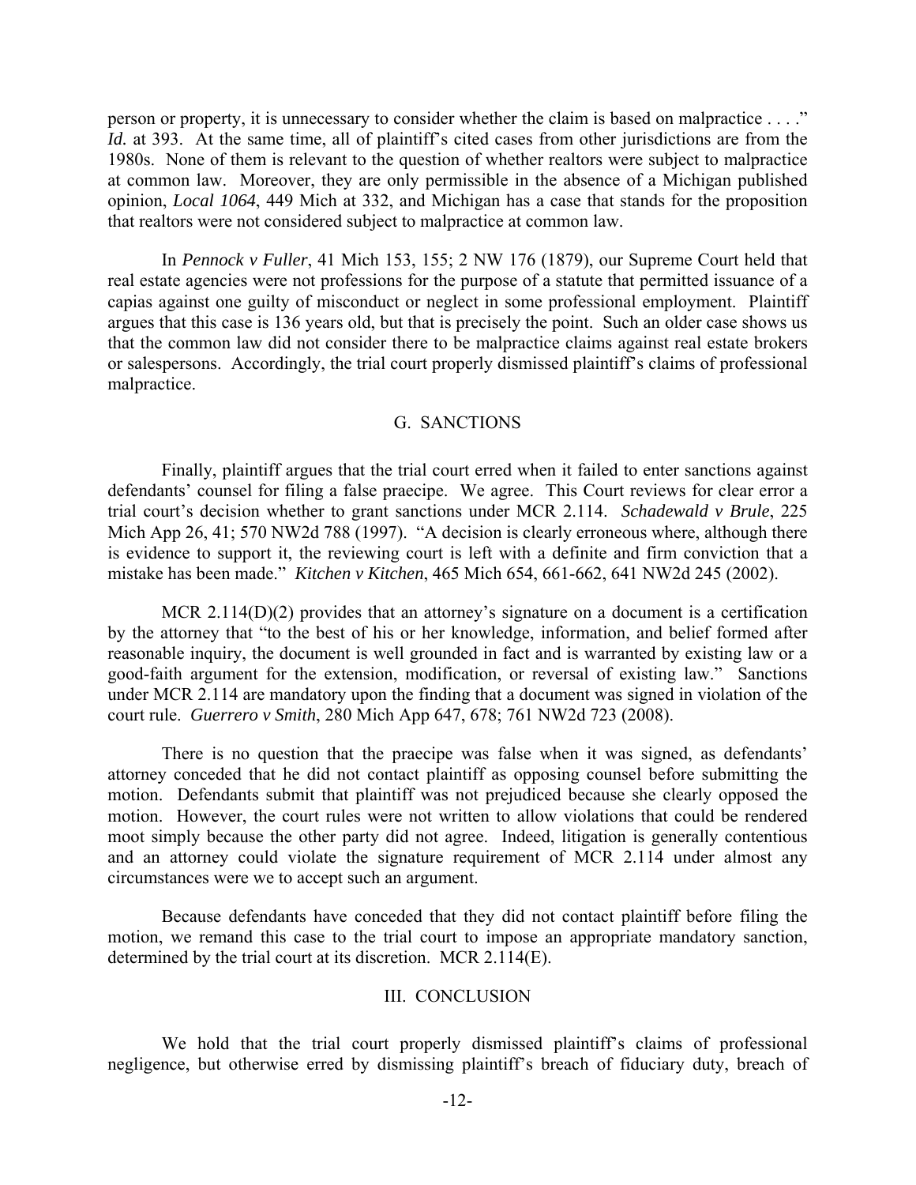person or property, it is unnecessary to consider whether the claim is based on malpractice . . . ." *Id.* at 393. At the same time, all of plaintiff's cited cases from other jurisdictions are from the 1980s. None of them is relevant to the question of whether realtors were subject to malpractice at common law. Moreover, they are only permissible in the absence of a Michigan published opinion, *Local 1064*, 449 Mich at 332, and Michigan has a case that stands for the proposition that realtors were not considered subject to malpractice at common law.

In *Pennock v Fuller*, 41 Mich 153, 155; 2 NW 176 (1879), our Supreme Court held that real estate agencies were not professions for the purpose of a statute that permitted issuance of a capias against one guilty of misconduct or neglect in some professional employment. Plaintiff argues that this case is 136 years old, but that is precisely the point. Such an older case shows us that the common law did not consider there to be malpractice claims against real estate brokers or salespersons. Accordingly, the trial court properly dismissed plaintiff's claims of professional malpractice.

### G. SANCTIONS

Finally, plaintiff argues that the trial court erred when it failed to enter sanctions against defendants' counsel for filing a false praecipe. We agree. This Court reviews for clear error a trial court's decision whether to grant sanctions under MCR 2.114. *Schadewald v Brule*, 225 Mich App 26, 41; 570 NW2d 788 (1997). "A decision is clearly erroneous where, although there is evidence to support it, the reviewing court is left with a definite and firm conviction that a mistake has been made." *Kitchen v Kitchen*, 465 Mich 654, 661-662, 641 NW2d 245 (2002).

MCR 2.114(D)(2) provides that an attorney's signature on a document is a certification by the attorney that "to the best of his or her knowledge, information, and belief formed after reasonable inquiry, the document is well grounded in fact and is warranted by existing law or a good-faith argument for the extension, modification, or reversal of existing law." Sanctions under MCR 2.114 are mandatory upon the finding that a document was signed in violation of the court rule. *Guerrero v Smith*, 280 Mich App 647, 678; 761 NW2d 723 (2008).

There is no question that the praecipe was false when it was signed, as defendants' attorney conceded that he did not contact plaintiff as opposing counsel before submitting the motion. Defendants submit that plaintiff was not prejudiced because she clearly opposed the motion. However, the court rules were not written to allow violations that could be rendered moot simply because the other party did not agree. Indeed, litigation is generally contentious and an attorney could violate the signature requirement of MCR 2.114 under almost any circumstances were we to accept such an argument.

Because defendants have conceded that they did not contact plaintiff before filing the motion, we remand this case to the trial court to impose an appropriate mandatory sanction, determined by the trial court at its discretion. MCR 2.114(E).

## III. CONCLUSION

We hold that the trial court properly dismissed plaintiff's claims of professional negligence, but otherwise erred by dismissing plaintiff's breach of fiduciary duty, breach of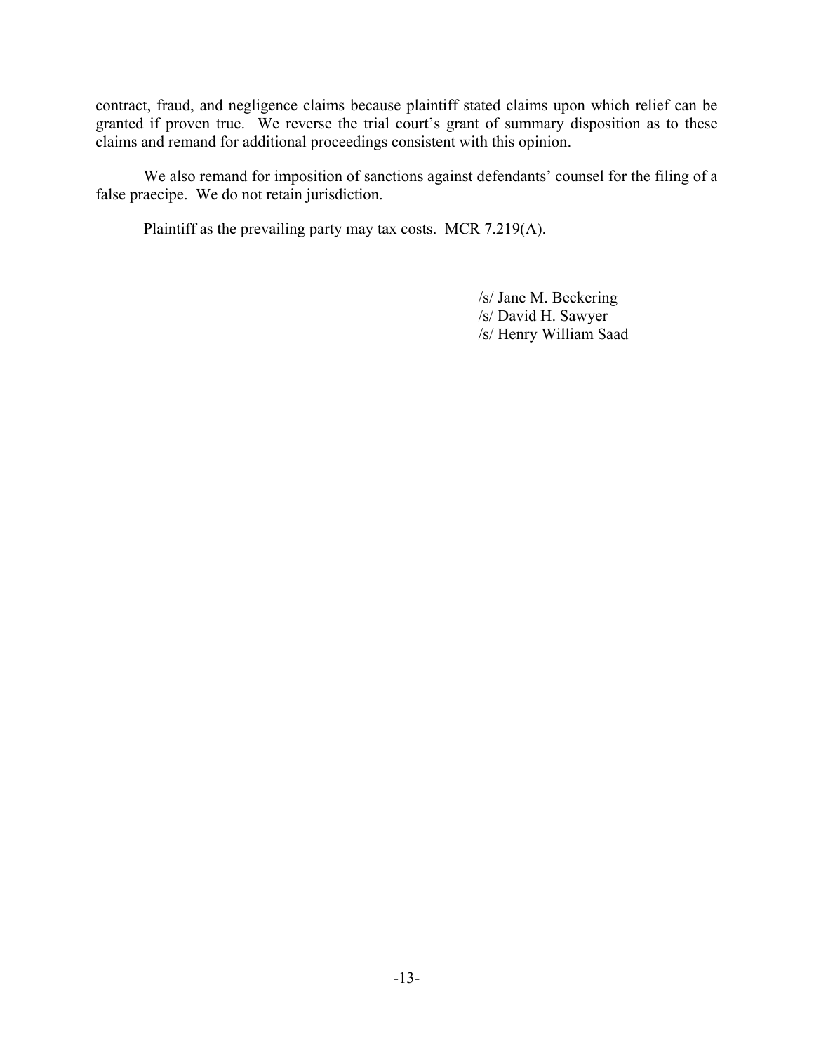contract, fraud, and negligence claims because plaintiff stated claims upon which relief can be granted if proven true. We reverse the trial court's grant of summary disposition as to these claims and remand for additional proceedings consistent with this opinion.

We also remand for imposition of sanctions against defendants' counsel for the filing of a false praecipe. We do not retain jurisdiction.

Plaintiff as the prevailing party may tax costs. MCR 7.219(A).

/s/ Jane M. Beckering  
/s/ David H. Sawyer  
/s/ Henry William Saad